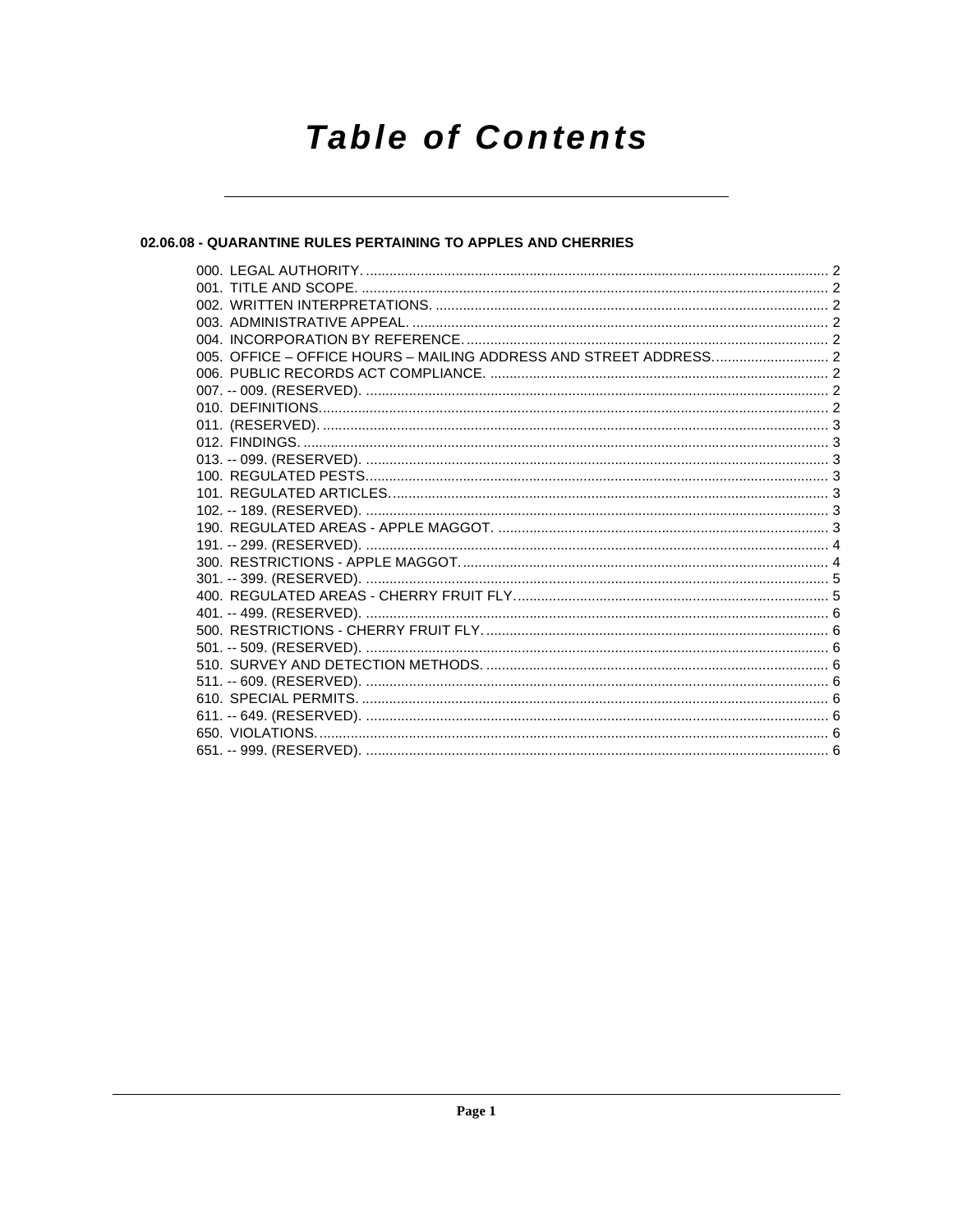# Table of Contents

## 02.06.08 - QUARANTINE RULES PERTAINING TO APPLES AND CHERRIES

000. LEGAL AUTHORITY. .......... 2
001. TITLE AND SCOPE. .......... 2
002. WRITTEN INTERPRETATIONS. .......... 2
003. ADMINISTRATIVE APPEAL. .......... 2
004. INCORPORATION BY REFERENCE. .......... 2
005. OFFICE – OFFICE HOURS – MAILING ADDRESS AND STREET ADDRESS. .......... 2
006. PUBLIC RECORDS ACT COMPLIANCE. .......... 2
007. -- 009. (RESERVED). .......... 2
010. DEFINITIONS. .......... 2
011. (RESERVED). .......... 3
012. FINDINGS. .......... 3
013. -- 099. (RESERVED). .......... 3
100. REGULATED PESTS. .......... 3
101. REGULATED ARTICLES. .......... 3
102. -- 189. (RESERVED). .......... 3
190. REGULATED AREAS - APPLE MAGGOT. .......... 3
191. -- 299. (RESERVED). .......... 4
300. RESTRICTIONS - APPLE MAGGOT. .......... 4
301. -- 399. (RESERVED). .......... 5
400. REGULATED AREAS - CHERRY FRUIT FLY. .......... 5
401. -- 499. (RESERVED). .......... 6
500. RESTRICTIONS - CHERRY FRUIT FLY. .......... 6
501. -- 509. (RESERVED). .......... 6
510. SURVEY AND DETECTION METHODS. .......... 6
511. -- 609. (RESERVED). .......... 6
610. SPECIAL PERMITS. .......... 6
611. -- 649. (RESERVED). .......... 6
650. VIOLATIONS. .......... 6
651. -- 999. (RESERVED). .......... 6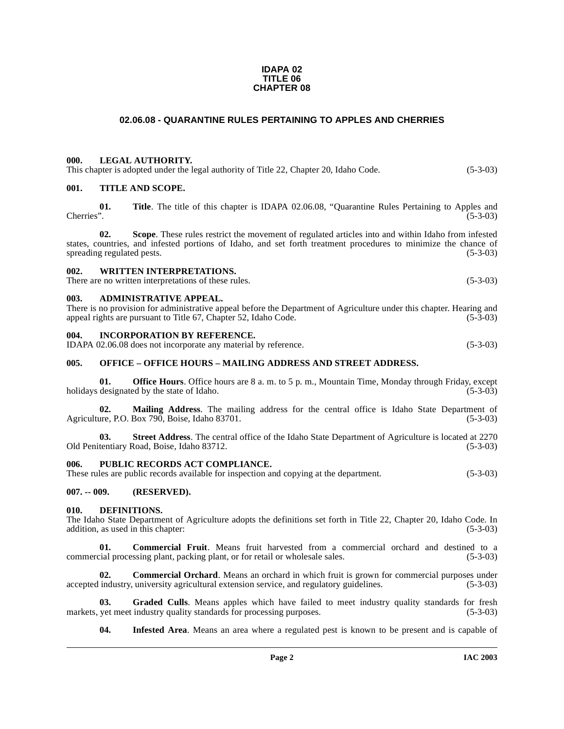**IDAPA 02**
**TITLE 06**
**CHAPTER 08**

## 02.06.08 - QUARANTINE RULES PERTAINING TO APPLES AND CHERRIES

### 000. LEGAL AUTHORITY.

This chapter is adopted under the legal authority of Title 22, Chapter 20, Idaho Code. (5-3-03)

### 001. TITLE AND SCOPE.

**01. Title**. The title of this chapter is IDAPA 02.06.08, "Quarantine Rules Pertaining to Apples and Cherries". (5-3-03)

**02. Scope**. These rules restrict the movement of regulated articles into and within Idaho from infested states, countries, and infested portions of Idaho, and set forth treatment procedures to minimize the chance of spreading regulated pests. (5-3-03)

### 002. WRITTEN INTERPRETATIONS.

There are no written interpretations of these rules. (5-3-03)

### 003. ADMINISTRATIVE APPEAL.

There is no provision for administrative appeal before the Department of Agriculture under this chapter. Hearing and appeal rights are pursuant to Title 67, Chapter 52, Idaho Code. (5-3-03)

### 004. INCORPORATION BY REFERENCE.

IDAPA 02.06.08 does not incorporate any material by reference. (5-3-03)

### 005. OFFICE – OFFICE HOURS – MAILING ADDRESS AND STREET ADDRESS.

**01. Office Hours**. Office hours are 8 a. m. to 5 p. m., Mountain Time, Monday through Friday, except holidays designated by the state of Idaho. (5-3-03)

**02. Mailing Address**. The mailing address for the central office is Idaho State Department of Agriculture, P.O. Box 790, Boise, Idaho 83701. (5-3-03)

**03. Street Address**. The central office of the Idaho State Department of Agriculture is located at 2270 Old Penitentiary Road, Boise, Idaho 83712. (5-3-03)

### 006. PUBLIC RECORDS ACT COMPLIANCE.

These rules are public records available for inspection and copying at the department. (5-3-03)

### 007. -- 009. (RESERVED).

### 010. DEFINITIONS.

The Idaho State Department of Agriculture adopts the definitions set forth in Title 22, Chapter 20, Idaho Code. In addition, as used in this chapter: (5-3-03)

**01. Commercial Fruit**. Means fruit harvested from a commercial orchard and destined to a commercial processing plant, packing plant, or for retail or wholesale sales. (5-3-03)

**02. Commercial Orchard**. Means an orchard in which fruit is grown for commercial purposes under accepted industry, university agricultural extension service, and regulatory guidelines. (5-3-03)

**03. Graded Culls**. Means apples which have failed to meet industry quality standards for fresh markets, yet meet industry quality standards for processing purposes. (5-3-03)

**04. Infested Area**. Means an area where a regulated pest is known to be present and is capable of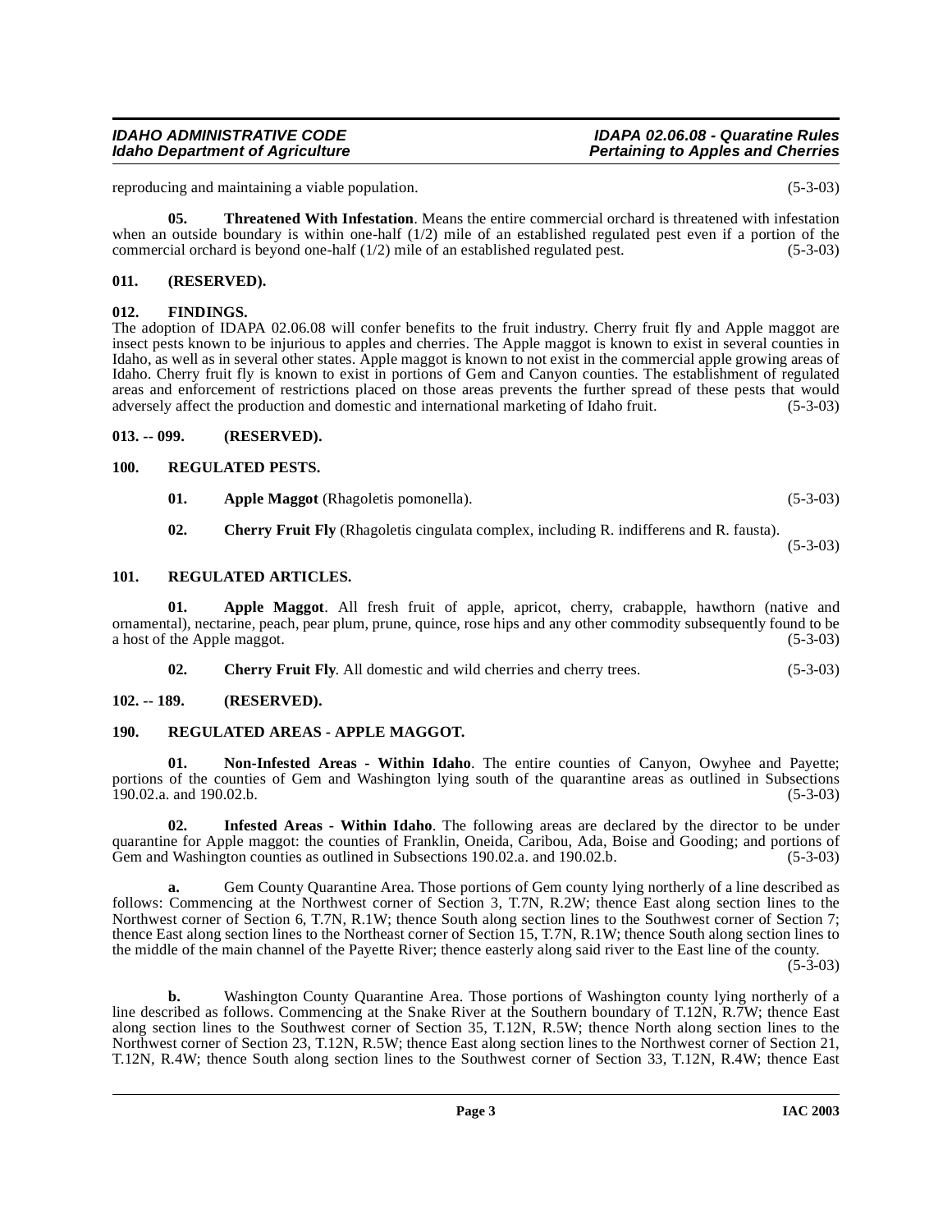reproducing and maintaining a viable population. (5-3-03)

**05. Threatened With Infestation**. Means the entire commercial orchard is threatened with infestation when an outside boundary is within one-half (1/2) mile of an established regulated pest even if a portion of the commercial orchard is beyond one-half (1/2) mile of an established regulated pest. (5-3-03)

### 011. (RESERVED).

### 012. FINDINGS.

The adoption of IDAPA 02.06.08 will confer benefits to the fruit industry. Cherry fruit fly and Apple maggot are insect pests known to be injurious to apples and cherries. The Apple maggot is known to exist in several counties in Idaho, as well as in several other states. Apple maggot is known to not exist in the commercial apple growing areas of Idaho. Cherry fruit fly is known to exist in portions of Gem and Canyon counties. The establishment of regulated areas and enforcement of restrictions placed on those areas prevents the further spread of these pests that would adversely affect the production and domestic and international marketing of Idaho fruit. (5-3-03)

### 013. -- 099. (RESERVED).

### 100. REGULATED PESTS.

**01. Apple Maggot** (Rhagoletis pomonella). (5-3-03)

**02. Cherry Fruit Fly** (Rhagoletis cingulata complex, including R. indifferens and R. fausta). (5-3-03)

### 101. REGULATED ARTICLES.

**01. Apple Maggot**. All fresh fruit of apple, apricot, cherry, crabapple, hawthorn (native and ornamental), nectarine, peach, pear plum, prune, quince, rose hips and any other commodity subsequently found to be a host of the Apple maggot. (5-3-03)

**02. Cherry Fruit Fly**. All domestic and wild cherries and cherry trees. (5-3-03)

### 102. -- 189. (RESERVED).

### 190. REGULATED AREAS - APPLE MAGGOT.

**01. Non-Infested Areas - Within Idaho**. The entire counties of Canyon, Owyhee and Payette; portions of the counties of Gem and Washington lying south of the quarantine areas as outlined in Subsections 190.02.a. and 190.02.b. (5-3-03)

**02. Infested Areas - Within Idaho**. The following areas are declared by the director to be under quarantine for Apple maggot: the counties of Franklin, Oneida, Caribou, Ada, Boise and Gooding; and portions of Gem and Washington counties as outlined in Subsections 190.02.a. and 190.02.b. (5-3-03)

**a.** Gem County Quarantine Area. Those portions of Gem county lying northerly of a line described as follows: Commencing at the Northwest corner of Section 3, T.7N, R.2W; thence East along section lines to the Northwest corner of Section 6, T.7N, R.1W; thence South along section lines to the Southwest corner of Section 7; thence East along section lines to the Northeast corner of Section 15, T.7N, R.1W; thence South along section lines to the middle of the main channel of the Payette River; thence easterly along said river to the East line of the county. (5-3-03)

**b.** Washington County Quarantine Area. Those portions of Washington county lying northerly of a line described as follows. Commencing at the Snake River at the Southern boundary of T.12N, R.7W; thence East along section lines to the Southwest corner of Section 35, T.12N, R.5W; thence North along section lines to the Northwest corner of Section 23, T.12N, R.5W; thence East along section lines to the Northwest corner of Section 21, T.12N, R.4W; thence South along section lines to the Southwest corner of Section 33, T.12N, R.4W; thence East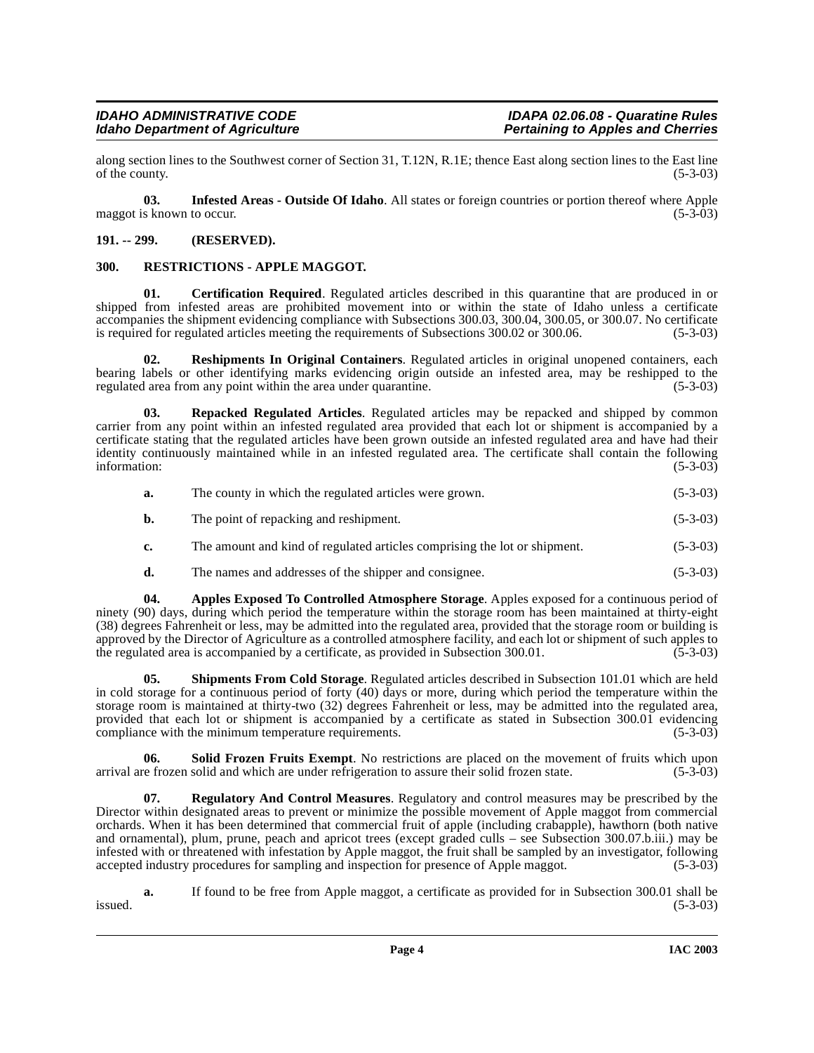along section lines to the Southwest corner of Section 31, T.12N, R.1E; thence East along section lines to the East line of the county. (5-3-03)

**03. Infested Areas - Outside Of Idaho**. All states or foreign countries or portion thereof where Apple maggot is known to occur. (5-3-03)

## 191. -- 299. (RESERVED).

## 300. RESTRICTIONS - APPLE MAGGOT.

**01. Certification Required**. Regulated articles described in this quarantine that are produced in or shipped from infested areas are prohibited movement into or within the state of Idaho unless a certificate accompanies the shipment evidencing compliance with Subsections 300.03, 300.04, 300.05, or 300.07. No certificate is required for regulated articles meeting the requirements of Subsections 300.02 or 300.06. (5-3-03)

**02. Reshipments In Original Containers**. Regulated articles in original unopened containers, each bearing labels or other identifying marks evidencing origin outside an infested area, may be reshipped to the regulated area from any point within the area under quarantine. (5-3-03)

**03. Repacked Regulated Articles**. Regulated articles may be repacked and shipped by common carrier from any point within an infested regulated area provided that each lot or shipment is accompanied by a certificate stating that the regulated articles have been grown outside an infested regulated area and have had their identity continuously maintained while in an infested regulated area. The certificate shall contain the following information: (5-3-03)

**a.** The county in which the regulated articles were grown. (5-3-03)

**b.** The point of repacking and reshipment. (5-3-03)

**c.** The amount and kind of regulated articles comprising the lot or shipment. (5-3-03)

**d.** The names and addresses of the shipper and consignee. (5-3-03)

**04. Apples Exposed To Controlled Atmosphere Storage**. Apples exposed for a continuous period of ninety (90) days, during which period the temperature within the storage room has been maintained at thirty-eight (38) degrees Fahrenheit or less, may be admitted into the regulated area, provided that the storage room or building is approved by the Director of Agriculture as a controlled atmosphere facility, and each lot or shipment of such apples to the regulated area is accompanied by a certificate, as provided in Subsection 300.01. (5-3-03)

**05. Shipments From Cold Storage**. Regulated articles described in Subsection 101.01 which are held in cold storage for a continuous period of forty (40) days or more, during which period the temperature within the storage room is maintained at thirty-two (32) degrees Fahrenheit or less, may be admitted into the regulated area, provided that each lot or shipment is accompanied by a certificate as stated in Subsection 300.01 evidencing compliance with the minimum temperature requirements. (5-3-03)

**06. Solid Frozen Fruits Exempt**. No restrictions are placed on the movement of fruits which upon arrival are frozen solid and which are under refrigeration to assure their solid frozen state. (5-3-03)

**07. Regulatory And Control Measures**. Regulatory and control measures may be prescribed by the Director within designated areas to prevent or minimize the possible movement of Apple maggot from commercial orchards. When it has been determined that commercial fruit of apple (including crabapple), hawthorn (both native and ornamental), plum, prune, peach and apricot trees (except graded culls – see Subsection 300.07.b.iii.) may be infested with or threatened with infestation by Apple maggot, the fruit shall be sampled by an investigator, following accepted industry procedures for sampling and inspection for presence of Apple maggot. (5-3-03)

**a.** If found to be free from Apple maggot, a certificate as provided for in Subsection 300.01 shall be issued. (5-3-03)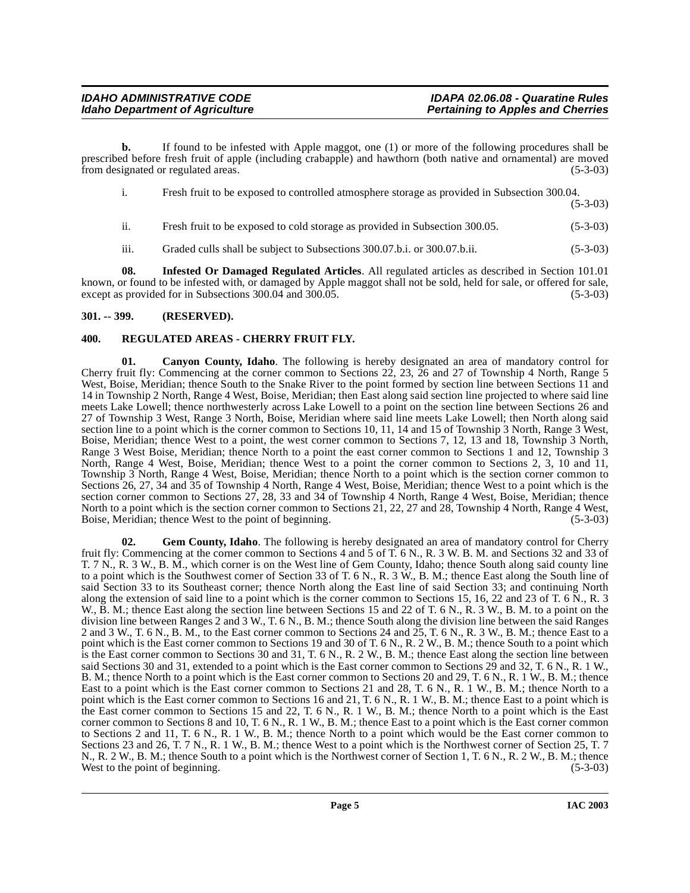**b.** If found to be infested with Apple maggot, one (1) or more of the following procedures shall be prescribed before fresh fruit of apple (including crabapple) and hawthorn (both native and ornamental) are moved from designated or regulated areas. (5-3-03)

i. Fresh fruit to be exposed to controlled atmosphere storage as provided in Subsection 300.04. (5-3-03)

ii. Fresh fruit to be exposed to cold storage as provided in Subsection 300.05. (5-3-03)

iii. Graded culls shall be subject to Subsections 300.07.b.i. or 300.07.b.ii. (5-3-03)

**08. Infested Or Damaged Regulated Articles**. All regulated articles as described in Section 101.01 known, or found to be infested with, or damaged by Apple maggot shall not be sold, held for sale, or offered for sale, except as provided for in Subsections 300.04 and 300.05. (5-3-03)

## 301. -- 399. (RESERVED).

## 400. REGULATED AREAS - CHERRY FRUIT FLY.

**01. Canyon County, Idaho**. The following is hereby designated an area of mandatory control for Cherry fruit fly: Commencing at the corner common to Sections 22, 23, 26 and 27 of Township 4 North, Range 5 West, Boise, Meridian; thence South to the Snake River to the point formed by section line between Sections 11 and 14 in Township 2 North, Range 4 West, Boise, Meridian; then East along said section line projected to where said line meets Lake Lowell; thence northwesterly across Lake Lowell to a point on the section line between Sections 26 and 27 of Township 3 West, Range 3 North, Boise, Meridian where said line meets Lake Lowell; then North along said section line to a point which is the corner common to Sections 10, 11, 14 and 15 of Township 3 North, Range 3 West, Boise, Meridian; thence West to a point, the west corner common to Sections 7, 12, 13 and 18, Township 3 North, Range 3 West Boise, Meridian; thence North to a point the east corner common to Sections 1 and 12, Township 3 North, Range 4 West, Boise, Meridian; thence West to a point the corner common to Sections 2, 3, 10 and 11, Township 3 North, Range 4 West, Boise, Meridian; thence North to a point which is the section corner common to Sections 26, 27, 34 and 35 of Township 4 North, Range 4 West, Boise, Meridian; thence West to a point which is the section corner common to Sections 27, 28, 33 and 34 of Township 4 North, Range 4 West, Boise, Meridian; thence North to a point which is the section corner common to Sections 21, 22, 27 and 28, Township 4 North, Range 4 West, Boise, Meridian; thence West to the point of beginning. (5-3-03)

**02. Gem County, Idaho**. The following is hereby designated an area of mandatory control for Cherry fruit fly: Commencing at the corner common to Sections 4 and 5 of T. 6 N., R. 3 W. B. M. and Sections 32 and 33 of T. 7 N., R. 3 W., B. M., which corner is on the West line of Gem County, Idaho; thence South along said county line to a point which is the Southwest corner of Section 33 of T. 6 N., R. 3 W., B. M.; thence East along the South line of said Section 33 to its Southeast corner; thence North along the East line of said Section 33; and continuing North along the extension of said line to a point which is the corner common to Sections 15, 16, 22 and 23 of T. 6 N., R. 3 W., B. M.; thence East along the section line between Sections 15 and 22 of T. 6 N., R. 3 W., B. M. to a point on the division line between Ranges 2 and 3 W., T. 6 N., B. M.; thence South along the division line between the said Ranges 2 and 3 W., T. 6 N., B. M., to the East corner common to Sections 24 and 25, T. 6 N., R. 3 W., B. M.; thence East to a point which is the East corner common to Sections 19 and 30 of T. 6 N., R. 2 W., B. M.; thence South to a point which is the East corner common to Sections 30 and 31, T. 6 N., R. 2 W., B. M.; thence East along the section line between said Sections 30 and 31, extended to a point which is the East corner common to Sections 29 and 32, T. 6 N., R. 1 W., B. M.; thence North to a point which is the East corner common to Sections 20 and 29, T. 6 N., R. 1 W., B. M.; thence East to a point which is the East corner common to Sections 21 and 28, T. 6 N., R. 1 W., B. M.; thence North to a point which is the East corner common to Sections 16 and 21, T. 6 N., R. 1 W., B. M.; thence East to a point which is the East corner common to Sections 15 and 22, T. 6 N., R. 1 W., B. M.; thence North to a point which is the East corner common to Sections 8 and 10, T. 6 N., R. 1 W., B. M.; thence East to a point which is the East corner common to Sections 2 and 11, T. 6 N., R. 1 W., B. M.; thence North to a point which would be the East corner common to Sections 23 and 26, T. 7 N., R. 1 W., B. M.; thence West to a point which is the Northwest corner of Section 25, T. 7 N., R. 2 W., B. M.; thence South to a point which is the Northwest corner of Section 1, T. 6 N., R. 2 W., B. M.; thence West to the point of beginning. (5-3-03)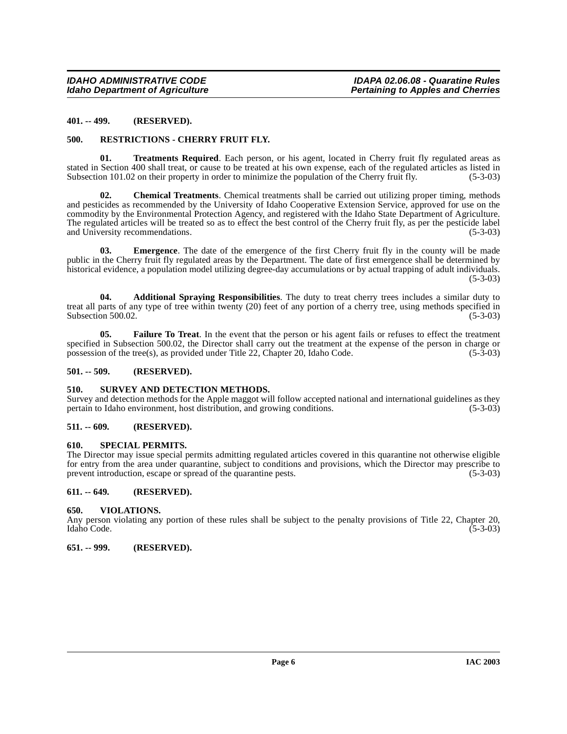### 401. -- 499. (RESERVED).

### 500. RESTRICTIONS - CHERRY FRUIT FLY.

**01. Treatments Required**. Each person, or his agent, located in Cherry fruit fly regulated areas as stated in Section 400 shall treat, or cause to be treated at his own expense, each of the regulated articles as listed in Subsection 101.02 on their property in order to minimize the population of the Cherry fruit fly. (5-3-03)

**02. Chemical Treatments**. Chemical treatments shall be carried out utilizing proper timing, methods and pesticides as recommended by the University of Idaho Cooperative Extension Service, approved for use on the commodity by the Environmental Protection Agency, and registered with the Idaho State Department of Agriculture. The regulated articles will be treated so as to effect the best control of the Cherry fruit fly, as per the pesticide label and University recommendations. (5-3-03)

**03. Emergence**. The date of the emergence of the first Cherry fruit fly in the county will be made public in the Cherry fruit fly regulated areas by the Department. The date of first emergence shall be determined by historical evidence, a population model utilizing degree-day accumulations or by actual trapping of adult individuals. (5-3-03)

**04. Additional Spraying Responsibilities**. The duty to treat cherry trees includes a similar duty to treat all parts of any type of tree within twenty (20) feet of any portion of a cherry tree, using methods specified in Subsection 500.02. (5-3-03)

**05. Failure To Treat**. In the event that the person or his agent fails or refuses to effect the treatment specified in Subsection 500.02, the Director shall carry out the treatment at the expense of the person in charge or possession of the tree(s), as provided under Title 22, Chapter 20, Idaho Code. (5-3-03)

### 501. -- 509. (RESERVED).

### 510. SURVEY AND DETECTION METHODS.

Survey and detection methods for the Apple maggot will follow accepted national and international guidelines as they pertain to Idaho environment, host distribution, and growing conditions. (5-3-03)

### 511. -- 609. (RESERVED).

### 610. SPECIAL PERMITS.

The Director may issue special permits admitting regulated articles covered in this quarantine not otherwise eligible for entry from the area under quarantine, subject to conditions and provisions, which the Director may prescribe to prevent introduction, escape or spread of the quarantine pests. (5-3-03)

### 611. -- 649. (RESERVED).

### 650. VIOLATIONS.

Any person violating any portion of these rules shall be subject to the penalty provisions of Title 22, Chapter 20, Idaho Code. (5-3-03)

### 651. -- 999. (RESERVED).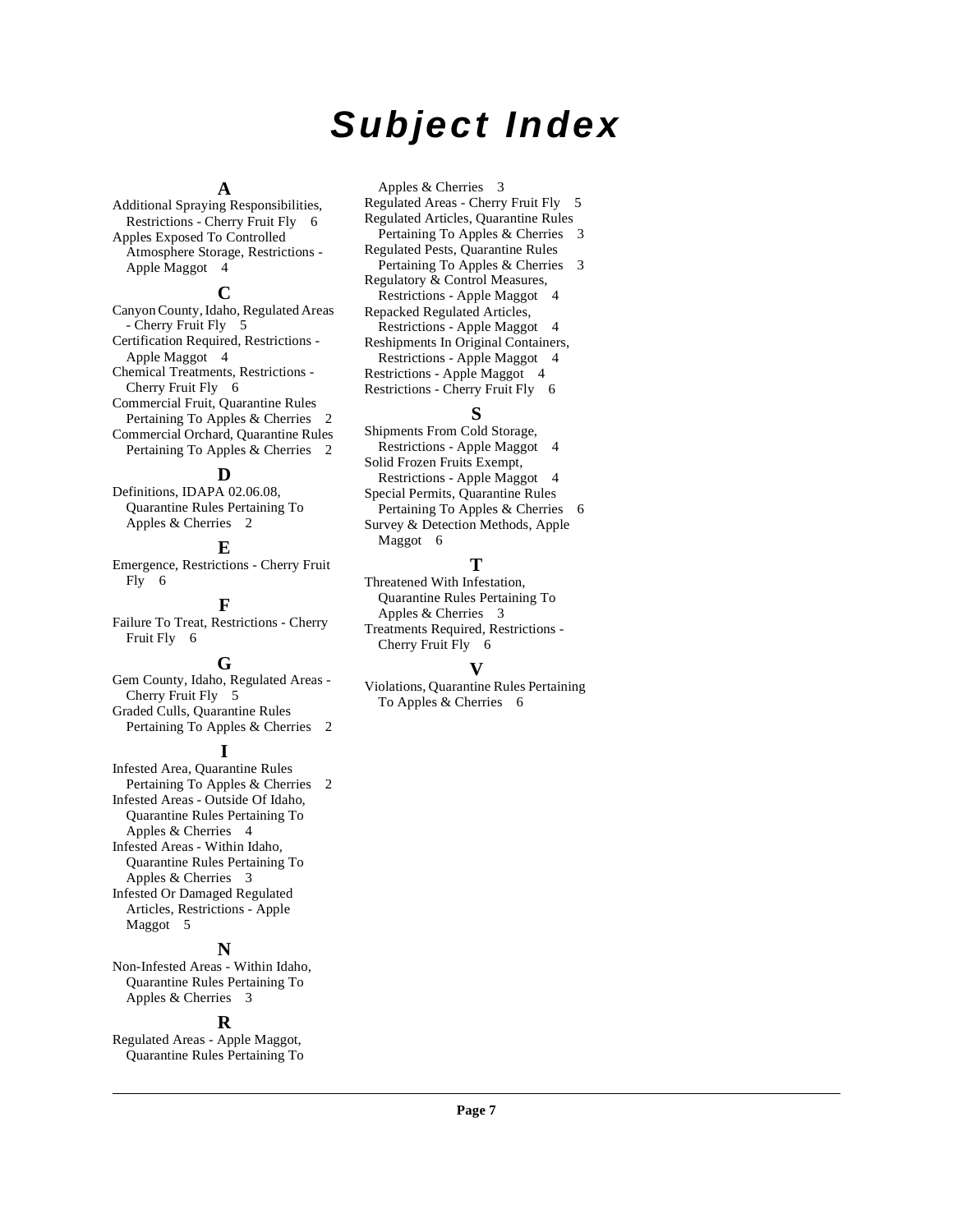# Subject Index

**A**

Additional Spraying Responsibilities, Restrictions - Cherry Fruit Fly 6

Apples Exposed To Controlled Atmosphere Storage, Restrictions - Apple Maggot 4

**C**

Canyon County, Idaho, Regulated Areas - Cherry Fruit Fly 5

Certification Required, Restrictions - Apple Maggot 4

Chemical Treatments, Restrictions - Cherry Fruit Fly 6

Commercial Fruit, Quarantine Rules Pertaining To Apples & Cherries 2

Commercial Orchard, Quarantine Rules Pertaining To Apples & Cherries 2

**D**

Definitions, IDAPA 02.06.08, Quarantine Rules Pertaining To Apples & Cherries 2

**E**

Emergence, Restrictions - Cherry Fruit Fly 6

**F**

Failure To Treat, Restrictions - Cherry Fruit Fly 6

**G**

Gem County, Idaho, Regulated Areas - Cherry Fruit Fly 5

Graded Culls, Quarantine Rules Pertaining To Apples & Cherries 2

**I**

Infested Area, Quarantine Rules Pertaining To Apples & Cherries 2

Infested Areas - Outside Of Idaho, Quarantine Rules Pertaining To Apples & Cherries 4

Infested Areas - Within Idaho, Quarantine Rules Pertaining To Apples & Cherries 3

Infested Or Damaged Regulated Articles, Restrictions - Apple Maggot 5

**N**

Non-Infested Areas - Within Idaho, Quarantine Rules Pertaining To Apples & Cherries 3

**R**

Regulated Areas - Apple Maggot, Quarantine Rules Pertaining To Apples & Cherries 3

Regulated Areas - Cherry Fruit Fly 5

Regulated Articles, Quarantine Rules Pertaining To Apples & Cherries 3

Regulated Pests, Quarantine Rules Pertaining To Apples & Cherries 3

Regulatory & Control Measures, Restrictions - Apple Maggot 4

Repacked Regulated Articles, Restrictions - Apple Maggot 4

Reshipments In Original Containers, Restrictions - Apple Maggot 4

Restrictions - Apple Maggot 4

Restrictions - Cherry Fruit Fly 6

**S**

Shipments From Cold Storage, Restrictions - Apple Maggot 4

Solid Frozen Fruits Exempt, Restrictions - Apple Maggot 4

Special Permits, Quarantine Rules Pertaining To Apples & Cherries 6

Survey & Detection Methods, Apple Maggot 6

**T**

Threatened With Infestation, Quarantine Rules Pertaining To Apples & Cherries 3

Treatments Required, Restrictions - Cherry Fruit Fly 6

**V**

Violations, Quarantine Rules Pertaining To Apples & Cherries 6